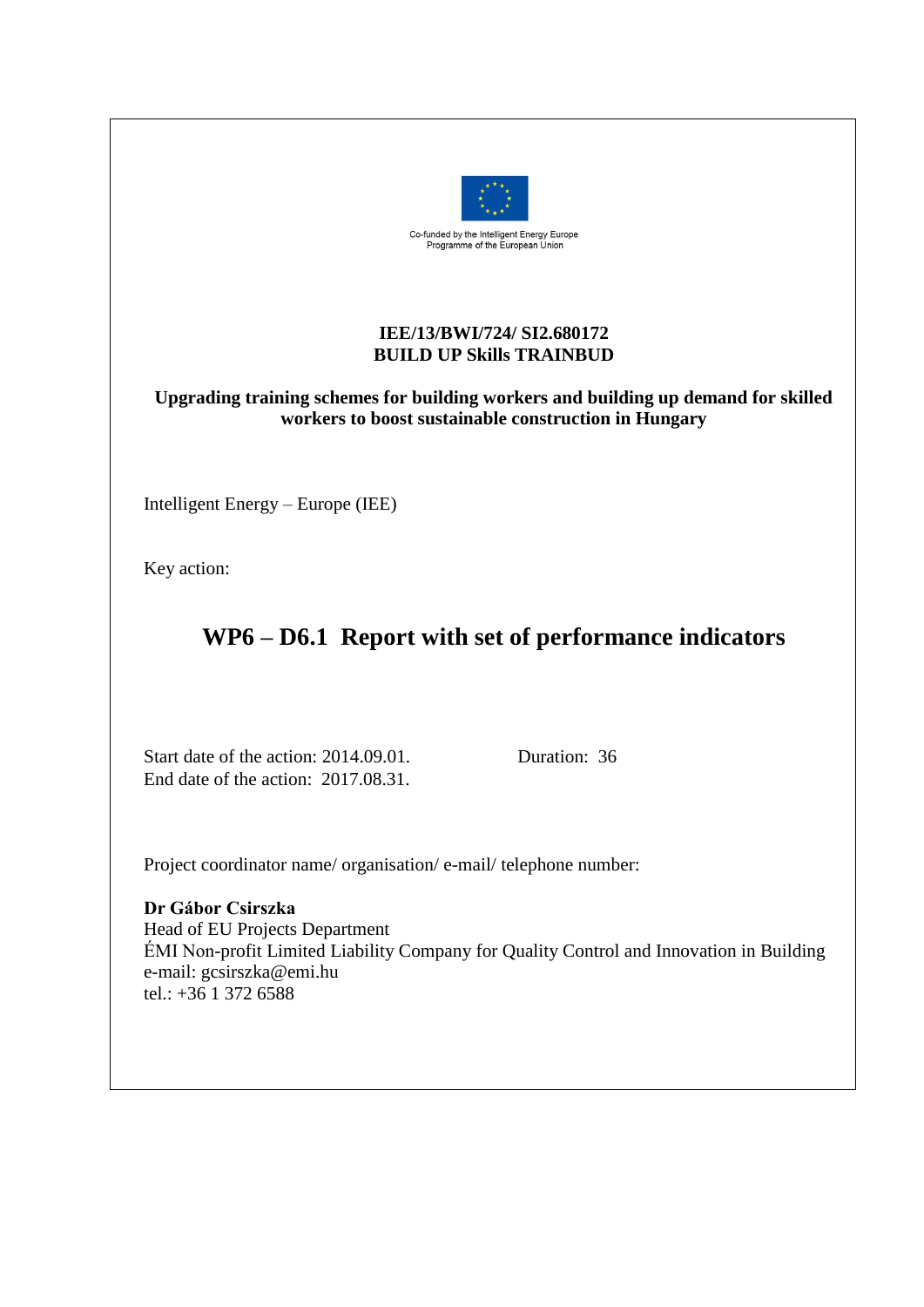Co-funded by the Intelligent Energy Europe Programme of the European Union

**IEE/13/BWI/724/ SI2.680172**
**BUILD UP Skills TRAINBUD**

**Upgrading training schemes for building workers and building up demand for skilled workers to boost sustainable construction in Hungary**

Intelligent Energy – Europe (IEE)

Key action:

# WP6 – D6.1 Report with set of performance indicators

Start date of the action: 2014.09.01.    Duration: 36
End date of the action: 2017.08.31.

Project coordinator name/ organisation/ e-mail/ telephone number:

**Dr Gábor Csirszka**
Head of EU Projects Department
ÉMI Non-profit Limited Liability Company for Quality Control and Innovation in Building
e-mail: gcsirszka@emi.hu
tel.: +36 1 372 6588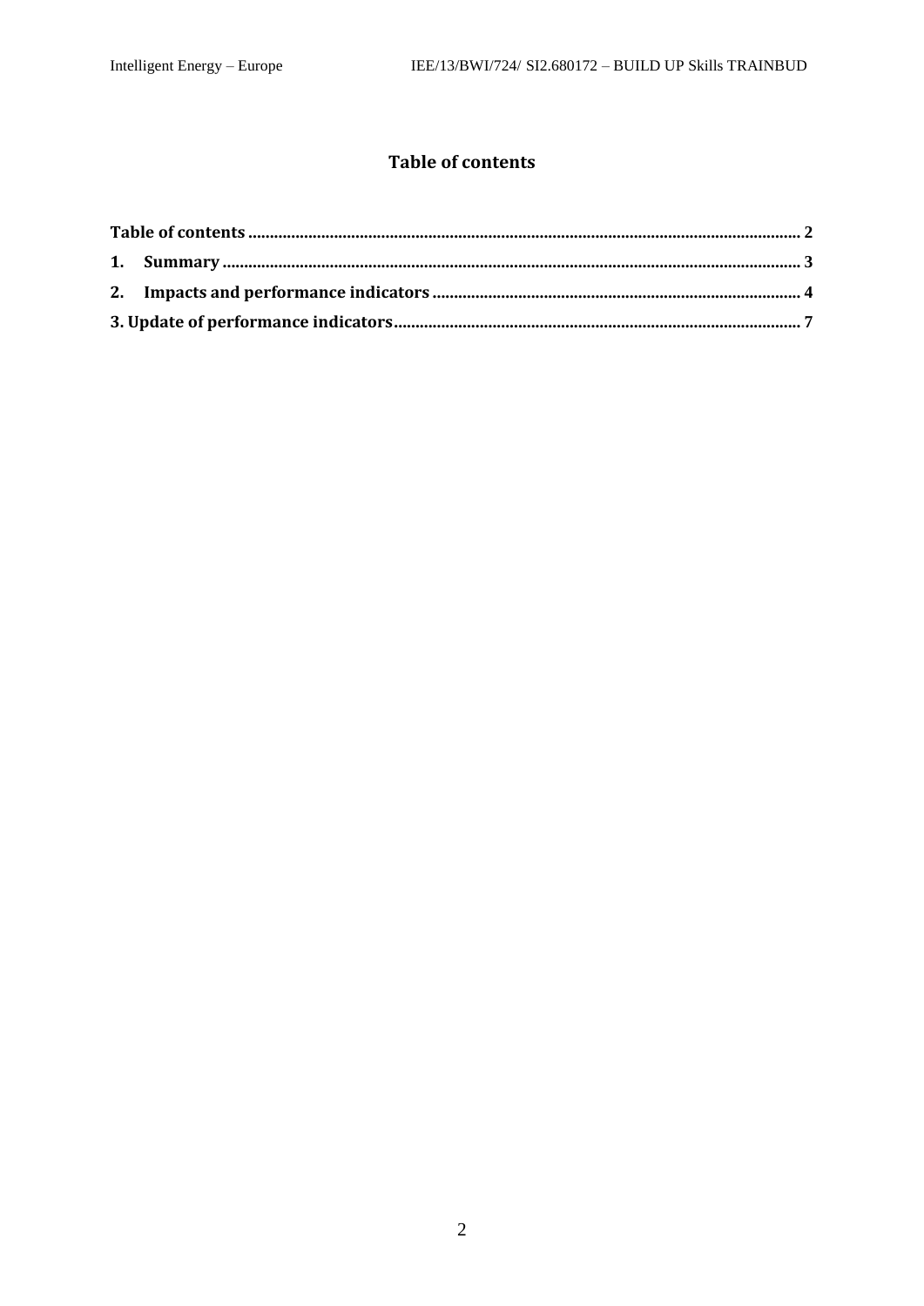# Table of contents

**Table of contents** ............................................................................................................................ **2**

**1. Summary** ....................................................................................................................................... **3**

**2. Impacts and performance indicators** ........................................................................................ **4**

**3. Update of performance indicators** ............................................................................................. **7**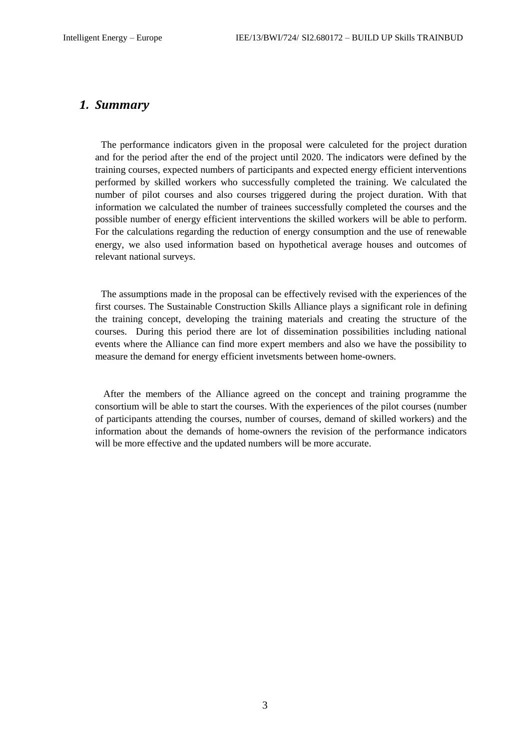# *1. Summary*

The performance indicators given in the proposal were calculeted for the project duration and for the period after the end of the project until 2020. The indicators were defined by the training courses, expected numbers of participants and expected energy efficient interventions performed by skilled workers who successfully completed the training. We calculated the number of pilot courses and also courses triggered during the project duration. With that information we calculated the number of trainees successfully completed the courses and the possible number of energy efficient interventions the skilled workers will be able to perform. For the calculations regarding the reduction of energy consumption and the use of renewable energy, we also used information based on hypothetical average houses and outcomes of relevant national surveys.

The assumptions made in the proposal can be effectively revised with the experiences of the first courses. The Sustainable Construction Skills Alliance plays a significant role in defining the training concept, developing the training materials and creating the structure of the courses. During this period there are lot of dissemination possibilities including national events where the Alliance can find more expert members and also we have the possibility to measure the demand for energy efficient invetsments between home-owners.

After the members of the Alliance agreed on the concept and training programme the consortium will be able to start the courses. With the experiences of the pilot courses (number of participants attending the courses, number of courses, demand of skilled workers) and the information about the demands of home-owners the revision of the performance indicators will be more effective and the updated numbers will be more accurate.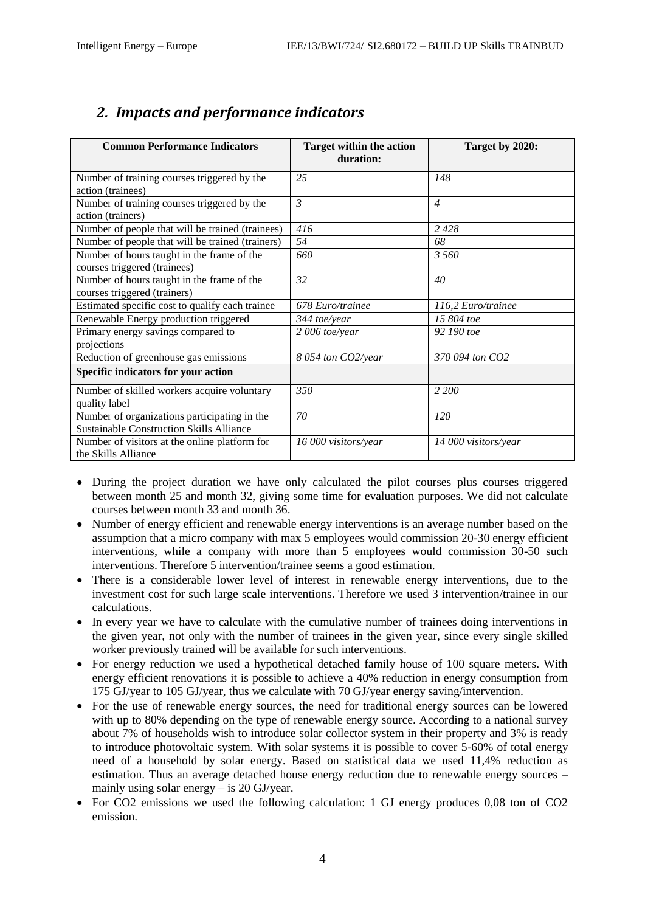## *2. Impacts and performance indicators*

| Common Performance Indicators | Target within the action duration: | Target by 2020: |
| --- | --- | --- |
| Number of training courses triggered by the action (trainees) | *25* | *148* |
| Number of training courses triggered by the action (trainers) | *3* | *4* |
| Number of people that will be trained (trainees) | *416* | *2 428* |
| Number of people that will be trained (trainers) | *54* | *68* |
| Number of hours taught in the frame of the courses triggered (trainees) | *660* | *3 560* |
| Number of hours taught in the frame of the courses triggered (trainers) | *32* | *40* |
| Estimated specific cost to qualify each trainee | *678 Euro/trainee* | *116,2 Euro/trainee* |
| Renewable Energy production triggered | *344 toe/year* | *15 804 toe* |
| Primary energy savings compared to projections | *2 006 toe/year* | *92 190 toe* |
| Reduction of greenhouse gas emissions | *8 054 ton CO2/year* | *370 094 ton CO2* |
| **Specific indicators for your action** | | |
| Number of skilled workers acquire voluntary quality label | *350* | *2 200* |
| Number of organizations participating in the Sustainable Construction Skills Alliance | *70* | *120* |
| Number of visitors at the online platform for the Skills Alliance | *16 000 visitors/year* | *14 000 visitors/year* |

- During the project duration we have only calculated the pilot courses plus courses triggered between month 25 and month 32, giving some time for evaluation purposes. We did not calculate courses between month 33 and month 36.
- Number of energy efficient and renewable energy interventions is an average number based on the assumption that a micro company with max 5 employees would commission 20-30 energy efficient interventions, while a company with more than 5 employees would commission 30-50 such interventions. Therefore 5 intervention/trainee seems a good estimation.
- There is a considerable lower level of interest in renewable energy interventions, due to the investment cost for such large scale interventions. Therefore we used 3 intervention/trainee in our calculations.
- In every year we have to calculate with the cumulative number of trainees doing interventions in the given year, not only with the number of trainees in the given year, since every single skilled worker previously trained will be available for such interventions.
- For energy reduction we used a hypothetical detached family house of 100 square meters. With energy efficient renovations it is possible to achieve a 40% reduction in energy consumption from 175 GJ/year to 105 GJ/year, thus we calculate with 70 GJ/year energy saving/intervention.
- For the use of renewable energy sources, the need for traditional energy sources can be lowered with up to 80% depending on the type of renewable energy source. According to a national survey about 7% of households wish to introduce solar collector system in their property and 3% is ready to introduce photovoltaic system. With solar systems it is possible to cover 5-60% of total energy need of a household by solar energy. Based on statistical data we used 11,4% reduction as estimation. Thus an average detached house energy reduction due to renewable energy sources – mainly using solar energy – is 20 GJ/year.
- For CO2 emissions we used the following calculation: 1 GJ energy produces 0,08 ton of CO2 emission.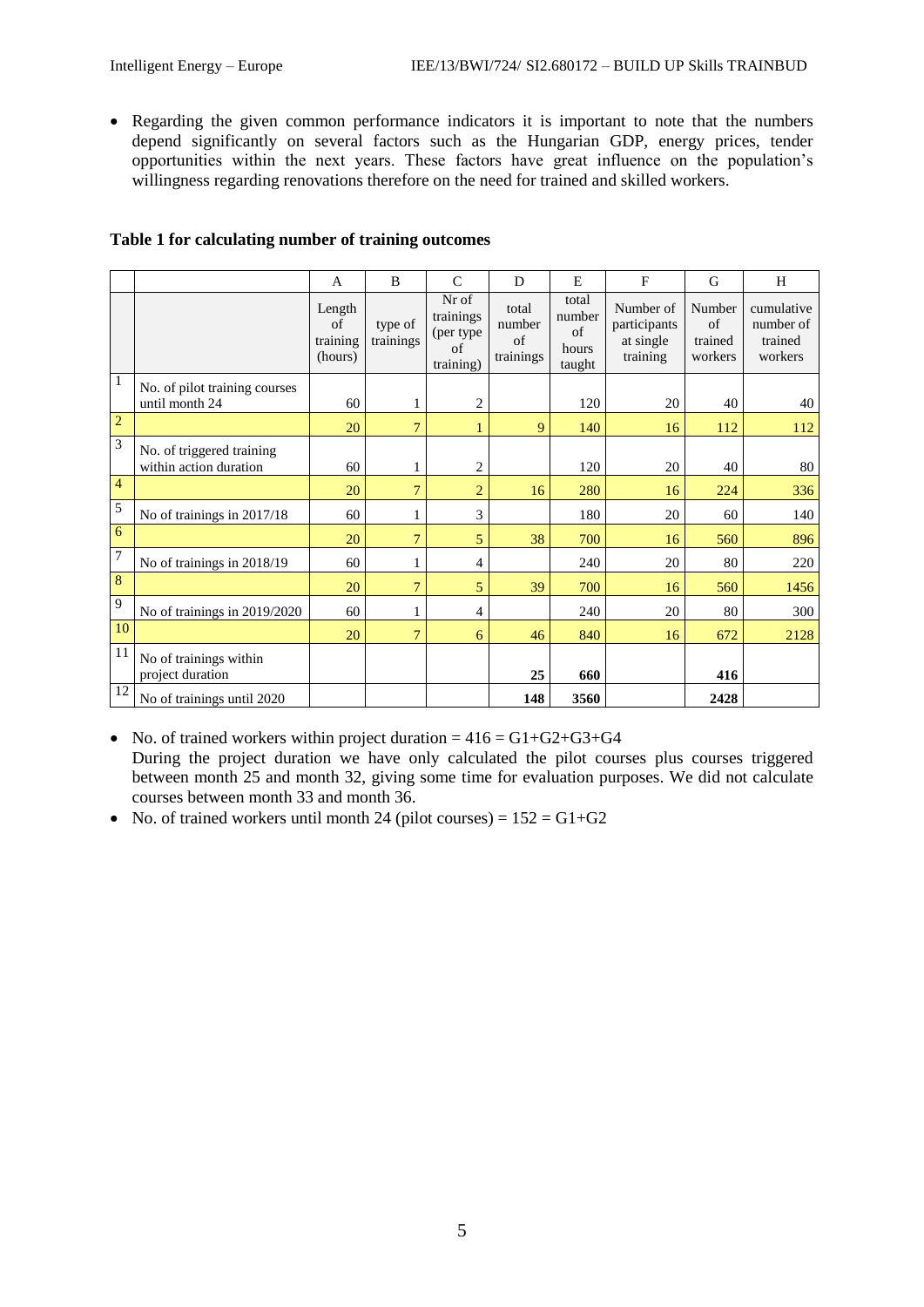- Regarding the given common performance indicators it is important to note that the numbers depend significantly on several factors such as the Hungarian GDP, energy prices, tender opportunities within the next years. These factors have great influence on the population's willingness regarding renovations therefore on the need for trained and skilled workers.

**Table 1 for calculating number of training outcomes**

| | | A | B | C | D | E | F | G | H |
|---|---|---|---|---|---|---|---|---|---|
| | | Length of training (hours) | type of trainings | Nr of trainings (per type of training) | total number of trainings | total number of hours taught | Number of participants at single training | Number of trained workers | cumulative number of trained workers |
| 1 | No. of pilot training courses until month 24 | 60 | 1 | 2 | | 120 | 20 | 40 | 40 |
| 2 | | 20 | 7 | 1 | 9 | 140 | 16 | 112 | 112 |
| 3 | No. of triggered training within action duration | 60 | 1 | 2 | | 120 | 20 | 40 | 80 |
| 4 | | 20 | 7 | 2 | 16 | 280 | 16 | 224 | 336 |
| 5 | No of trainings in 2017/18 | 60 | 1 | 3 | | 180 | 20 | 60 | 140 |
| 6 | | 20 | 7 | 5 | 38 | 700 | 16 | 560 | 896 |
| 7 | No of trainings in 2018/19 | 60 | 1 | 4 | | 240 | 20 | 80 | 220 |
| 8 | | 20 | 7 | 5 | 39 | 700 | 16 | 560 | 1456 |
| 9 | No of trainings in 2019/2020 | 60 | 1 | 4 | | 240 | 20 | 80 | 300 |
| 10 | | 20 | 7 | 6 | 46 | 840 | 16 | 672 | 2128 |
| 11 | No of trainings within project duration | | | | **25** | **660** | | **416** | |
| 12 | No of trainings until 2020 | | | | **148** | **3560** | | **2428** | |

- No. of trained workers within project duration = 416 = G1+G2+G3+G4
  During the project duration we have only calculated the pilot courses plus courses triggered between month 25 and month 32, giving some time for evaluation purposes. We did not calculate courses between month 33 and month 36.
- No. of trained workers until month 24 (pilot courses) = 152 = G1+G2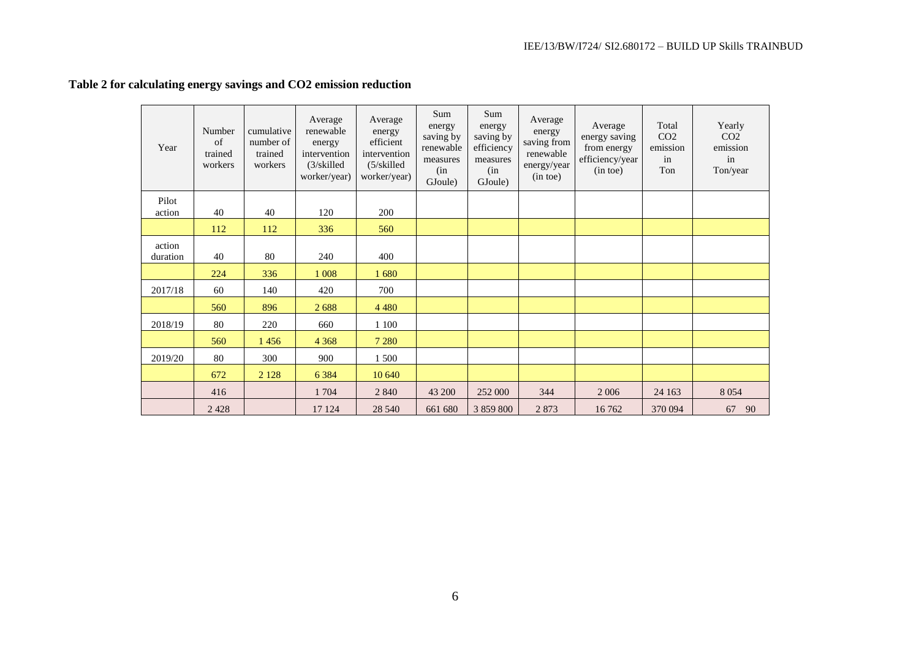**Table 2 for calculating energy savings and $CO_2$ emission reduction**

| Year | Number of trained workers | cumulative number of trained workers | Average renewable energy intervention (3/skilled worker/year) | Average energy efficient intervention (5/skilled worker/year) | Sum energy saving by renewable measures (in GJoule) | Sum energy saving by efficiency measures (in GJoule) | Average energy saving from renewable energy/year (in toe) | Average energy saving from energy efficiency/year (in toe) | Total $CO_2$ emission in Ton | Yearly $CO_2$ emission in Ton/year |
|---|---|---|---|---|---|---|---|---|---|---|
| Pilot action | 40 | 40 | 120 | 200 | | | | | | |
| | 112 | 112 | 336 | 560 | | | | | | |
| action duration | 40 | 80 | 240 | 400 | | | | | | |
| | 224 | 336 | 1 008 | 1 680 | | | | | | |
| 2017/18 | 60 | 140 | 420 | 700 | | | | | | |
| | 560 | 896 | 2 688 | 4 480 | | | | | | |
| 2018/19 | 80 | 220 | 660 | 1 100 | | | | | | |
| | 560 | 1 456 | 4 368 | 7 280 | | | | | | |
| 2019/20 | 80 | 300 | 900 | 1 500 | | | | | | |
| | 672 | 2 128 | 6 384 | 10 640 | | | | | | |
| | 416 | | 1 704 | 2 840 | 43 200 | 252 000 | 344 | 2 006 | 24 163 | 8 054 |
| | 2 428 | | 17 124 | 28 540 | 661 680 | 3 859 800 | 2 873 | 16 762 | 370 094 | 67 90 |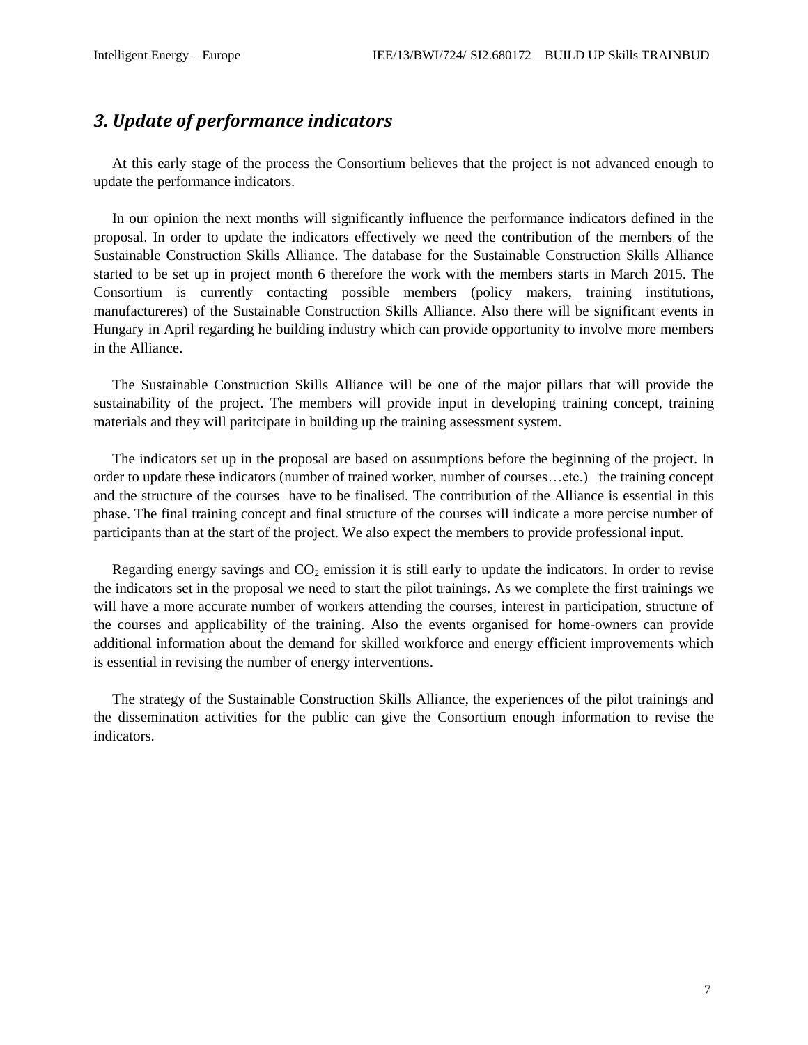## *3. Update of performance indicators*

At this early stage of the process the Consortium believes that the project is not advanced enough to update the performance indicators.

In our opinion the next months will significantly influence the performance indicators defined in the proposal. In order to update the indicators effectively we need the contribution of the members of the Sustainable Construction Skills Alliance. The database for the Sustainable Construction Skills Alliance started to be set up in project month 6 therefore the work with the members starts in March 2015. The Consortium is currently contacting possible members (policy makers, training institutions, manufactureres) of the Sustainable Construction Skills Alliance. Also there will be significant events in Hungary in April regarding he building industry which can provide opportunity to involve more members in the Alliance.

The Sustainable Construction Skills Alliance will be one of the major pillars that will provide the sustainability of the project. The members will provide input in developing training concept, training materials and they will paritcipate in building up the training assessment system.

The indicators set up in the proposal are based on assumptions before the beginning of the project. In order to update these indicators (number of trained worker, number of courses…etc.) the training concept and the structure of the courses have to be finalised. The contribution of the Alliance is essential in this phase. The final training concept and final structure of the courses will indicate a more percise number of participants than at the start of the project. We also expect the members to provide professional input.

Regarding energy savings and $CO_2$ emission it is still early to update the indicators. In order to revise the indicators set in the proposal we need to start the pilot trainings. As we complete the first trainings we will have a more accurate number of workers attending the courses, interest in participation, structure of the courses and applicability of the training. Also the events organised for home-owners can provide additional information about the demand for skilled workforce and energy efficient improvements which is essential in revising the number of energy interventions.

The strategy of the Sustainable Construction Skills Alliance, the experiences of the pilot trainings and the dissemination activities for the public can give the Consortium enough information to revise the indicators.